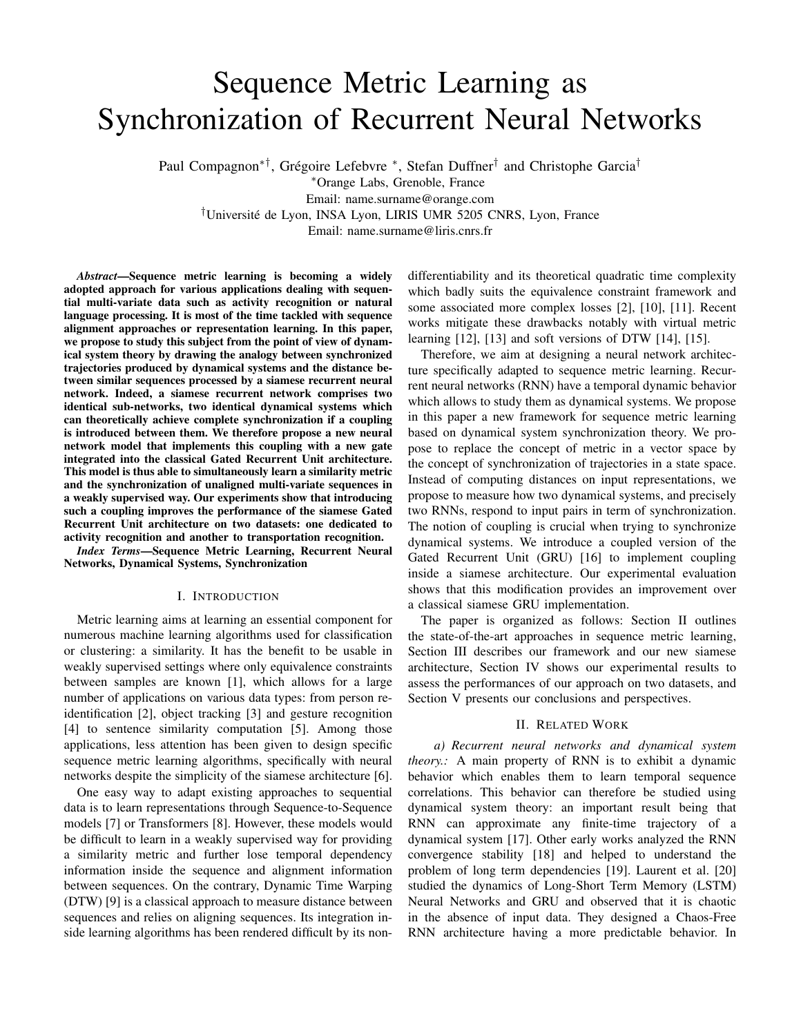# Sequence Metric Learning as Synchronization of Recurrent Neural Networks

Paul Compagnon*†, Grégoire Lefebvre *, Stefan Duffner† and Christophe Garcia†

*Orange Labs, Grenoble, France

Email: name.surname@orange.com

†Université de Lyon, INSA Lyon, LIRIS UMR 5205 CNRS, Lyon, France

Email: name.surname@liris.cnrs.fr

***Abstract*—Sequence metric learning is becoming a widely adopted approach for various applications dealing with sequential multi-variate data such as activity recognition or natural language processing. It is most of the time tackled with sequence alignment approaches or representation learning. In this paper, we propose to study this subject from the point of view of dynamical system theory by drawing the analogy between synchronized trajectories produced by dynamical systems and the distance between similar sequences processed by a siamese recurrent neural network. Indeed, a siamese recurrent network comprises two identical sub-networks, two identical dynamical systems which can theoretically achieve complete synchronization if a coupling is introduced between them. We therefore propose a new neural network model that implements this coupling with a new gate integrated into the classical Gated Recurrent Unit architecture. This model is thus able to simultaneously learn a similarity metric and the synchronization of unaligned multi-variate sequences in a weakly supervised way. Our experiments show that introducing such a coupling improves the performance of the siamese Gated Recurrent Unit architecture on two datasets: one dedicated to activity recognition and another to transportation recognition.**

***Index Terms*—Sequence Metric Learning, Recurrent Neural Networks, Dynamical Systems, Synchronization**

## I. Introduction

Metric learning aims at learning an essential component for numerous machine learning algorithms used for classification or clustering: a similarity. It has the benefit to be usable in weakly supervised settings where only equivalence constraints between samples are known [1], which allows for a large number of applications on various data types: from person re-identification [2], object tracking [3] and gesture recognition [4] to sentence similarity computation [5]. Among those applications, less attention has been given to design specific sequence metric learning algorithms, specifically with neural networks despite the simplicity of the siamese architecture [6].

One easy way to adapt existing approaches to sequential data is to learn representations through Sequence-to-Sequence models [7] or Transformers [8]. However, these models would be difficult to learn in a weakly supervised way for providing a similarity metric and further lose temporal dependency information inside the sequence and alignment information between sequences. On the contrary, Dynamic Time Warping (DTW) [9] is a classical approach to measure distance between sequences and relies on aligning sequences. Its integration inside learning algorithms has been rendered difficult by its non-differentiability and its theoretical quadratic time complexity which badly suits the equivalence constraint framework and some associated more complex losses [2], [10], [11]. Recent works mitigate these drawbacks notably with virtual metric learning [12], [13] and soft versions of DTW [14], [15].

Therefore, we aim at designing a neural network architecture specifically adapted to sequence metric learning. Recurrent neural networks (RNN) have a temporal dynamic behavior which allows to study them as dynamical systems. We propose in this paper a new framework for sequence metric learning based on dynamical system synchronization theory. We propose to replace the concept of metric in a vector space by the concept of synchronization of trajectories in a state space. Instead of computing distances on input representations, we propose to measure how two dynamical systems, and precisely two RNNs, respond to input pairs in term of synchronization. The notion of coupling is crucial when trying to synchronize dynamical systems. We introduce a coupled version of the Gated Recurrent Unit (GRU) [16] to implement coupling inside a siamese architecture. Our experimental evaluation shows that this modification provides an improvement over a classical siamese GRU implementation.

The paper is organized as follows: Section II outlines the state-of-the-art approaches in sequence metric learning, Section III describes our framework and our new siamese architecture, Section IV shows our experimental results to assess the performances of our approach on two datasets, and Section V presents our conclusions and perspectives.

## II. Related Work

*a) Recurrent neural networks and dynamical system theory.:* A main property of RNN is to exhibit a dynamic behavior which enables them to learn temporal sequence correlations. This behavior can therefore be studied using dynamical system theory: an important result being that RNN can approximate any finite-time trajectory of a dynamical system [17]. Other early works analyzed the RNN convergence stability [18] and helped to understand the problem of long term dependencies [19]. Laurent et al. [20] studied the dynamics of Long-Short Term Memory (LSTM) Neural Networks and GRU and observed that it is chaotic in the absence of input data. They designed a Chaos-Free RNN architecture having a more predictable behavior. In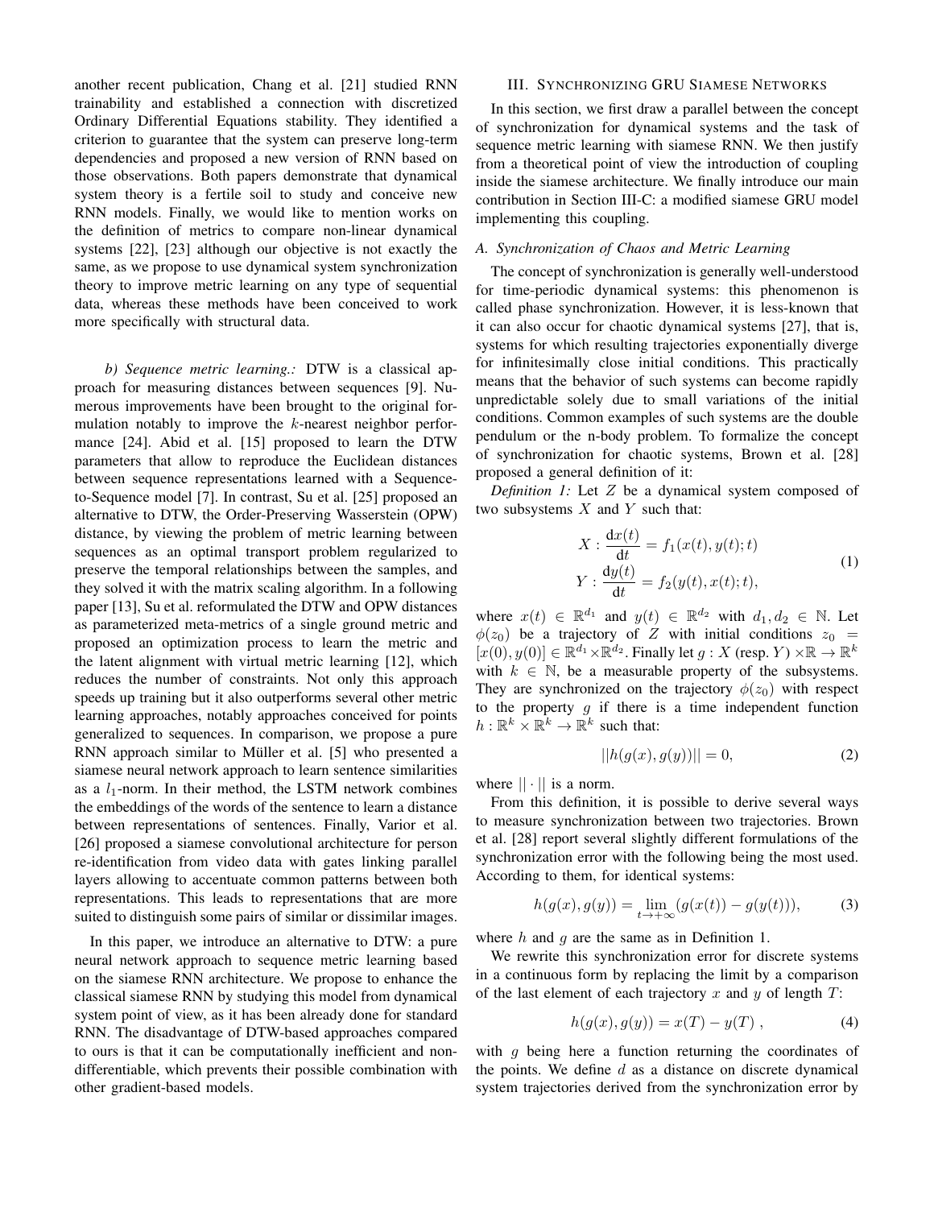another recent publication, Chang et al. [21] studied RNN trainability and established a connection with discretized Ordinary Differential Equations stability. They identified a criterion to guarantee that the system can preserve long-term dependencies and proposed a new version of RNN based on those observations. Both papers demonstrate that dynamical system theory is a fertile soil to study and conceive new RNN models. Finally, we would like to mention works on the definition of metrics to compare non-linear dynamical systems [22], [23] although our objective is not exactly the same, as we propose to use dynamical system synchronization theory to improve metric learning on any type of sequential data, whereas these methods have been conceived to work more specifically with structural data.

*b) Sequence metric learning.:* DTW is a classical approach for measuring distances between sequences [9]. Numerous improvements have been brought to the original formulation notably to improve the $k$-nearest neighbor performance [24]. Abid et al. [15] proposed to learn the DTW parameters that allow to reproduce the Euclidean distances between sequence representations learned with a Sequence-to-Sequence model [7]. In contrast, Su et al. [25] proposed an alternative to DTW, the Order-Preserving Wasserstein (OPW) distance, by viewing the problem of metric learning between sequences as an optimal transport problem regularized to preserve the temporal relationships between the samples, and they solved it with the matrix scaling algorithm. In a following paper [13], Su et al. reformulated the DTW and OPW distances as parameterized meta-metrics of a single ground metric and proposed an optimization process to learn the metric and the latent alignment with virtual metric learning [12], which reduces the number of constraints. Not only this approach speeds up training but it also outperforms several other metric learning approaches, notably approaches conceived for points generalized to sequences. In comparison, we propose a pure RNN approach similar to Müller et al. [5] who presented a siamese neural network approach to learn sentence similarities as a $l_1$-norm. In their method, the LSTM network combines the embeddings of the words of the sentence to learn a distance between representations of sentences. Finally, Varior et al. [26] proposed a siamese convolutional architecture for person re-identification from video data with gates linking parallel layers allowing to accentuate common patterns between both representations. This leads to representations that are more suited to distinguish some pairs of similar or dissimilar images.

In this paper, we introduce an alternative to DTW: a pure neural network approach to sequence metric learning based on the siamese RNN architecture. We propose to enhance the classical siamese RNN by studying this model from dynamical system point of view, as it has been already done for standard RNN. The disadvantage of DTW-based approaches compared to ours is that it can be computationally inefficient and non-differentiable, which prevents their possible combination with other gradient-based models.

## III. Synchronizing GRU Siamese Networks

In this section, we first draw a parallel between the concept of synchronization for dynamical systems and the task of sequence metric learning with siamese RNN. We then justify from a theoretical point of view the introduction of coupling inside the siamese architecture. We finally introduce our main contribution in Section III-C: a modified siamese GRU model implementing this coupling.

### A. Synchronization of Chaos and Metric Learning

The concept of synchronization is generally well-understood for time-periodic dynamical systems: this phenomenon is called phase synchronization. However, it is less-known that it can also occur for chaotic dynamical systems [27], that is, systems for which resulting trajectories exponentially diverge for infinitesimally close initial conditions. This practically means that the behavior of such systems can become rapidly unpredictable solely due to small variations of the initial conditions. Common examples of such systems are the double pendulum or the n-body problem. To formalize the concept of synchronization for chaotic systems, Brown et al. [28] proposed a general definition of it:

*Definition 1:* Let $Z$ be a dynamical system composed of two subsystems $X$ and $Y$ such that:

$$X : \frac{\mathrm{d}x(t)}{\mathrm{d}t} = f_1(x(t), y(t); t)$$
$$Y : \frac{\mathrm{d}y(t)}{\mathrm{d}t} = f_2(y(t), x(t); t), \tag{1}$$

where $x(t) \in \mathbb{R}^{d_1}$ and $y(t) \in \mathbb{R}^{d_2}$ with $d_1, d_2 \in \mathbb{N}$. Let $\phi(z_0)$ be a trajectory of $Z$ with initial conditions $z_0 = [x(0), y(0)] \in \mathbb{R}^{d_1} \times \mathbb{R}^{d_2}$. Finally let $g : X$ (resp. $Y$) $\times \mathbb{R} \to \mathbb{R}^k$ with $k \in \mathbb{N}$, be a measurable property of the subsystems. They are synchronized on the trajectory $\phi(z_0)$ with respect to the property $g$ if there is a time independent function $h : \mathbb{R}^k \times \mathbb{R}^k \to \mathbb{R}^k$ such that:

$$||h(g(x), g(y))|| = 0, \tag{2}$$

where $|| \cdot ||$ is a norm.

From this definition, it is possible to derive several ways to measure synchronization between two trajectories. Brown et al. [28] report several slightly different formulations of the synchronization error with the following being the most used. According to them, for identical systems:

$$h(g(x), g(y)) = \lim_{t \to +\infty} (g(x(t)) - g(y(t))), \tag{3}$$

where $h$ and $g$ are the same as in Definition 1.

We rewrite this synchronization error for discrete systems in a continuous form by replacing the limit by a comparison of the last element of each trajectory $x$ and $y$ of length $T$:

$$h(g(x), g(y)) = x(T) - y(T) \;, \tag{4}$$

with $g$ being here a function returning the coordinates of the points. We define $d$ as a distance on discrete dynamical system trajectories derived from the synchronization error by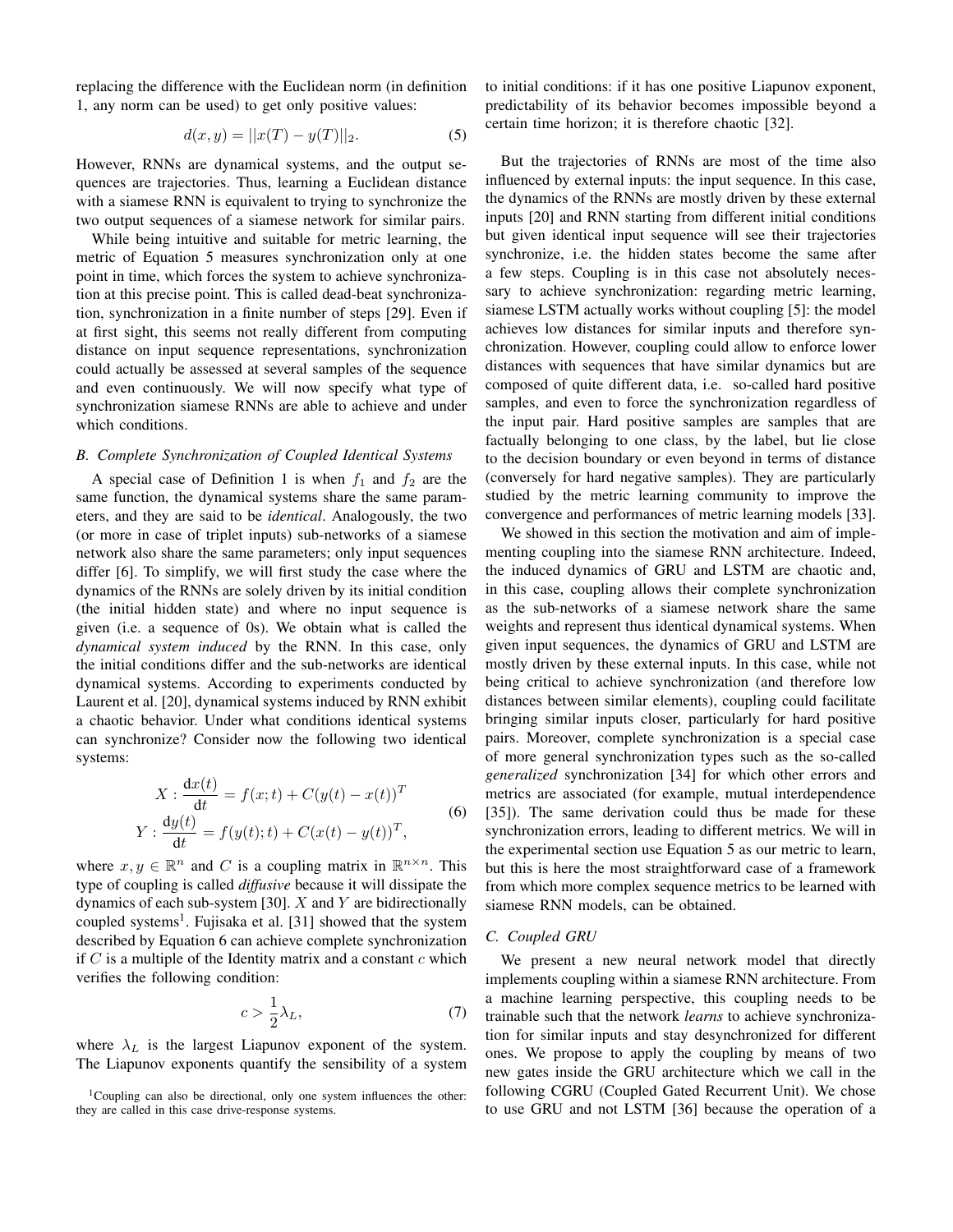replacing the difference with the Euclidean norm (in definition 1, any norm can be used) to get only positive values:

$$d(x, y) = ||x(T) - y(T)||_2. \tag{5}$$

However, RNNs are dynamical systems, and the output sequences are trajectories. Thus, learning a Euclidean distance with a siamese RNN is equivalent to trying to synchronize the two output sequences of a siamese network for similar pairs.

While being intuitive and suitable for metric learning, the metric of Equation 5 measures synchronization only at one point in time, which forces the system to achieve synchronization at this precise point. This is called dead-beat synchronization, synchronization in a finite number of steps [29]. Even if at first sight, this seems not really different from computing distance on input sequence representations, synchronization could actually be assessed at several samples of the sequence and even continuously. We will now specify what type of synchronization siamese RNNs are able to achieve and under which conditions.

### B. Complete Synchronization of Coupled Identical Systems

A special case of Definition 1 is when $f_1$ and $f_2$ are the same function, the dynamical systems share the same parameters, and they are said to be *identical*. Analogously, the two (or more in case of triplet inputs) sub-networks of a siamese network also share the same parameters; only input sequences differ [6]. To simplify, we will first study the case where the dynamics of the RNNs are solely driven by its initial condition (the initial hidden state) and where no input sequence is given (i.e. a sequence of 0s). We obtain what is called the *dynamical system induced* by the RNN. In this case, only the initial conditions differ and the sub-networks are identical dynamical systems. According to experiments conducted by Laurent et al. [20], dynamical systems induced by RNN exhibit a chaotic behavior. Under what conditions identical systems can synchronize? Consider now the following two identical systems:

$$\begin{aligned} X : \frac{\mathrm{d}x(t)}{\mathrm{d}t} &= f(x;t) + C(y(t) - x(t))^T \\ Y : \frac{\mathrm{d}y(t)}{\mathrm{d}t} &= f(y(t);t) + C(x(t) - y(t))^T, \end{aligned} \tag{6}$$

where $x, y \in \mathbb{R}^n$ and $C$ is a coupling matrix in $\mathbb{R}^{n \times n}$. This type of coupling is called *diffusive* because it will dissipate the dynamics of each sub-system [30]. $X$ and $Y$ are bidirectionally coupled systems[1]. Fujisaka et al. [31] showed that the system described by Equation 6 can achieve complete synchronization if $C$ is a multiple of the Identity matrix and a constant $c$ which verifies the following condition:

$$c > \frac{1}{2}\lambda_L, \tag{7}$$

where $\lambda_L$ is the largest Liapunov exponent of the system. The Liapunov exponents quantify the sensibility of a system to initial conditions: if it has one positive Liapunov exponent, predictability of its behavior becomes impossible beyond a certain time horizon; it is therefore chaotic [32].

[1] Coupling can also be directional, only one system influences the other: they are called in this case drive-response systems.

But the trajectories of RNNs are most of the time also influenced by external inputs: the input sequence. In this case, the dynamics of the RNNs are mostly driven by these external inputs [20] and RNN starting from different initial conditions but given identical input sequence will see their trajectories synchronize, i.e. the hidden states become the same after a few steps. Coupling is in this case not absolutely necessary to achieve synchronization: regarding metric learning, siamese LSTM actually works without coupling [5]: the model achieves low distances for similar inputs and therefore synchronization. However, coupling could allow to enforce lower distances with sequences that have similar dynamics but are composed of quite different data, i.e. so-called hard positive samples, and even to force the synchronization regardless of the input pair. Hard positive samples are samples that are factually belonging to one class, by the label, but lie close to the decision boundary or even beyond in terms of distance (conversely for hard negative samples). They are particularly studied by the metric learning community to improve the convergence and performances of metric learning models [33].

We showed in this section the motivation and aim of implementing coupling into the siamese RNN architecture. Indeed, the induced dynamics of GRU and LSTM are chaotic and, in this case, coupling allows their complete synchronization as the sub-networks of a siamese network share the same weights and represent thus identical dynamical systems. When given input sequences, the dynamics of GRU and LSTM are mostly driven by these external inputs. In this case, while not being critical to achieve synchronization (and therefore low distances between similar elements), coupling could facilitate bringing similar inputs closer, particularly for hard positive pairs. Moreover, complete synchronization is a special case of more general synchronization types such as the so-called *generalized* synchronization [34] for which other errors and metrics are associated (for example, mutual interdependence [35]). The same derivation could thus be made for these synchronization errors, leading to different metrics. We will in the experimental section use Equation 5 as our metric to learn, but this is here the most straightforward case of a framework from which more complex sequence metrics to be learned with siamese RNN models, can be obtained.

### C. Coupled GRU

We present a new neural network model that directly implements coupling within a siamese RNN architecture. From a machine learning perspective, this coupling needs to be trainable such that the network *learns* to achieve synchronization for similar inputs and stay desynchronized for different ones. We propose to apply the coupling by means of two new gates inside the GRU architecture which we call in the following CGRU (Coupled Gated Recurrent Unit). We chose to use GRU and not LSTM [36] because the operation of a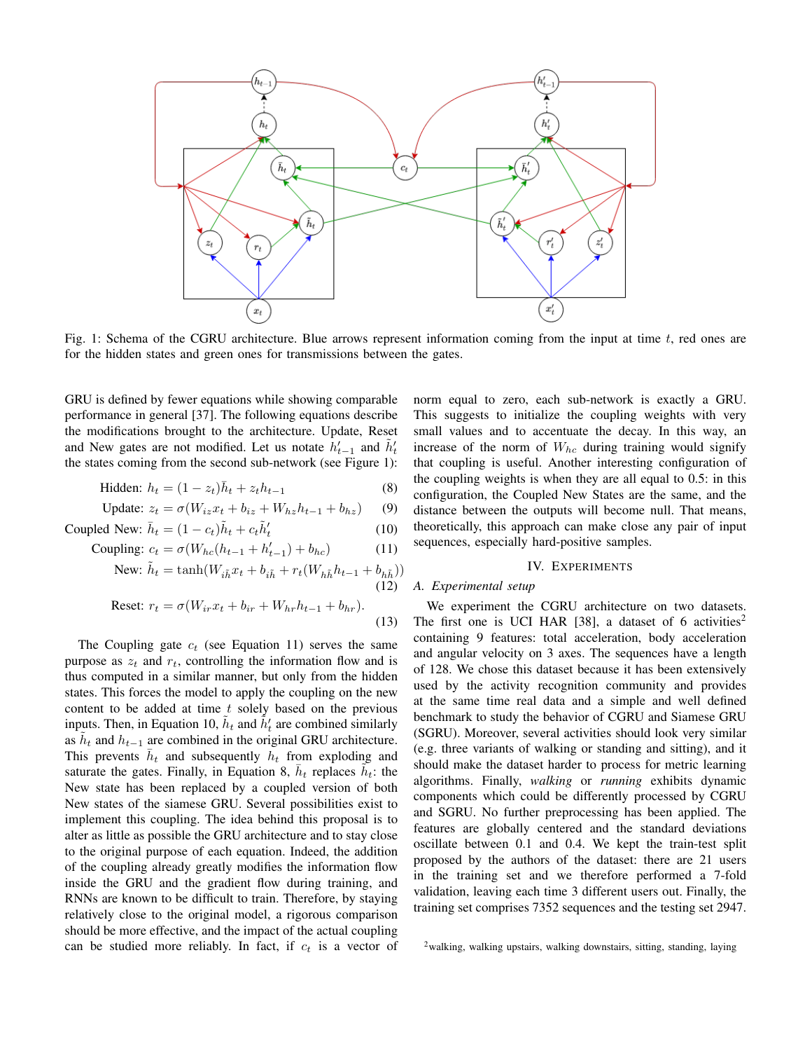Fig. 1: Schema of the CGRU architecture. Blue arrows represent information coming from the input at time $t$, red ones are for the hidden states and green ones for transmissions between the gates.

GRU is defined by fewer equations while showing comparable performance in general [37]. The following equations describe the modifications brought to the architecture. Update, Reset and New gates are not modified. Let us notate $h'_{t-1}$ and $\tilde{h}'_t$ the states coming from the second sub-network (see Figure 1):

$$\text{Hidden: } h_t = (1 - z_t)\bar{h}_t + z_t h_{t-1} \tag{8}$$

$$\text{Update: } z_t = \sigma(W_{iz}x_t + b_{iz} + W_{hz}h_{t-1} + b_{hz}) \tag{9}$$

$$\text{Coupled New: } \bar{h}_t = (1 - c_t)\tilde{h}_t + c_t\tilde{h}'_t \tag{10}$$

$$\text{Coupling: } c_t = \sigma(W_{hc}(h_{t-1} + h'_{t-1}) + b_{hc}) \tag{11}$$

$$\text{New: } \tilde{h}_t = \tanh(W_{i\tilde{h}}x_t + b_{i\tilde{h}} + r_t(W_{h\tilde{h}}h_{t-1} + b_{h\tilde{h}})) \tag{12}$$

$$\text{Reset: } r_t = \sigma(W_{ir}x_t + b_{ir} + W_{hr}h_{t-1} + b_{hr}). \tag{13}$$

The Coupling gate $c_t$ (see Equation 11) serves the same purpose as $z_t$ and $r_t$, controlling the information flow and is thus computed in a similar manner, but only from the hidden states. This forces the model to apply the coupling on the new content to be added at time $t$ solely based on the previous inputs. Then, in Equation 10, $\tilde{h}_t$ and $\tilde{h}'_t$ are combined similarly as $\tilde{h}_t$ and $h_{t-1}$ are combined in the original GRU architecture. This prevents $\bar{h}_t$ and subsequently $h_t$ from exploding and saturate the gates. Finally, in Equation 8, $\bar{h}_t$ replaces $\tilde{h}_t$: the New state has been replaced by a coupled version of both New states of the siamese GRU. Several possibilities exist to implement this coupling. The idea behind this proposal is to alter as little as possible the GRU architecture and to stay close to the original purpose of each equation. Indeed, the addition of the coupling already greatly modifies the information flow inside the GRU and the gradient flow during training, and RNNs are known to be difficult to train. Therefore, by staying relatively close to the original model, a rigorous comparison should be more effective, and the impact of the actual coupling can be studied more reliably. In fact, if $c_t$ is a vector of norm equal to zero, each sub-network is exactly a GRU. This suggests to initialize the coupling weights with very small values and to accentuate the decay. In this way, an increase of the norm of $W_{hc}$ during training would signify that coupling is useful. Another interesting configuration of the coupling weights is when they are all equal to 0.5: in this configuration, the Coupled New States are the same, and the distance between the outputs will become null. That means, theoretically, this approach can make close any pair of input sequences, especially hard-positive samples.

## IV. Experiments

### A. Experimental setup

We experiment the CGRU architecture on two datasets. The first one is UCI HAR [38], a dataset of 6 activities[2] containing 9 features: total acceleration, body acceleration and angular velocity on 3 axes. The sequences have a length of 128. We chose this dataset because it has been extensively used by the activity recognition community and provides at the same time real data and a simple and well defined benchmark to study the behavior of CGRU and Siamese GRU (SGRU). Moreover, several activities should look very similar (e.g. three variants of walking or standing and sitting), and it should make the dataset harder to process for metric learning algorithms. Finally, *walking* or *running* exhibits dynamic components which could be differently processed by CGRU and SGRU. No further preprocessing has been applied. The features are globally centered and the standard deviations oscillate between 0.1 and 0.4. We kept the train-test split proposed by the authors of the dataset: there are 21 users in the training set and we therefore performed a 7-fold validation, leaving each time 3 different users out. Finally, the training set comprises 7352 sequences and the testing set 2947.

[2] walking, walking upstairs, walking downstairs, sitting, standing, laying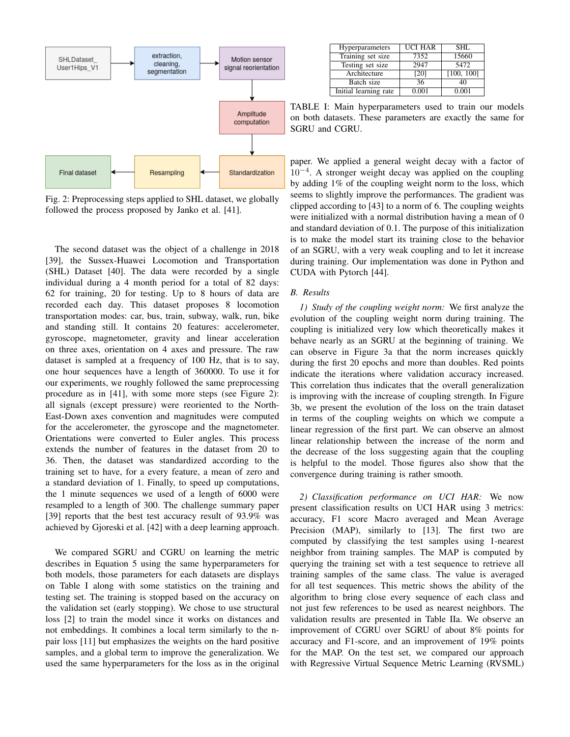Fig. 2: Preprocessing steps applied to SHL dataset, we globally followed the process proposed by Janko et al. [41].

The second dataset was the object of a challenge in 2018 [39], the Sussex-Huawei Locomotion and Transportation (SHL) Dataset [40]. The data were recorded by a single individual during a 4 month period for a total of 82 days: 62 for training, 20 for testing. Up to 8 hours of data are recorded each day. This dataset proposes 8 locomotion transportation modes: car, bus, train, subway, walk, run, bike and standing still. It contains 20 features: accelerometer, gyroscope, magnetometer, gravity and linear acceleration on three axes, orientation on 4 axes and pressure. The raw dataset is sampled at a frequency of 100 Hz, that is to say, one hour sequences have a length of 360000. To use it for our experiments, we roughly followed the same preprocessing procedure as in [41], with some more steps (see Figure 2): all signals (except pressure) were reoriented to the North-East-Down axes convention and magnitudes were computed for the accelerometer, the gyroscope and the magnetometer. Orientations were converted to Euler angles. This process extends the number of features in the dataset from 20 to 36. Then, the dataset was standardized according to the training set to have, for a every feature, a mean of zero and a standard deviation of 1. Finally, to speed up computations, the 1 minute sequences we used of a length of 6000 were resampled to a length of 300. The challenge summary paper [39] reports that the best test accuracy result of 93.9% was achieved by Gjoreski et al. [42] with a deep learning approach.

We compared SGRU and CGRU on learning the metric describes in Equation 5 using the same hyperparameters for both models, those parameters for each datasets are displays on Table I along with some statistics on the training and testing set. The training is stopped based on the accuracy on the validation set (early stopping). We chose to use structural loss [2] to train the model since it works on distances and not embeddings. It combines a local term similarly to the n-pair loss [11] but emphasizes the weights on the hard positive samples, and a global term to improve the generalization. We used the same hyperparameters for the loss as in the original paper. We applied a general weight decay with a factor of $10^{-4}$. A stronger weight decay was applied on the coupling by adding 1% of the coupling weight norm to the loss, which seems to slightly improve the performances. The gradient was clipped according to [43] to a norm of 6. The coupling weights were initialized with a normal distribution having a mean of 0 and standard deviation of 0.1. The purpose of this initialization is to make the model start its training close to the behavior of an SGRU, with a very weak coupling and to let it increase during training. Our implementation was done in Python and CUDA with Pytorch [44].

| Hyperparameters | UCI HAR | SHL |
|---|---|---|
| Training set size | 7352 | 15660 |
| Testing set size | 2947 | 5472 |
| Architecture | [20] | [100, 100] |
| Batch size | 36 | 40 |
| Initial learning rate | 0.001 | 0.001 |

TABLE I: Main hyperparameters used to train our models on both datasets. These parameters are exactly the same for SGRU and CGRU.

### B. Results

*1) Study of the coupling weight norm:* We first analyze the evolution of the coupling weight norm during training. The coupling is initialized very low which theoretically makes it behave nearly as an SGRU at the beginning of training. We can observe in Figure 3a that the norm increases quickly during the first 20 epochs and more than doubles. Red points indicate the iterations where validation accuracy increased. This correlation thus indicates that the overall generalization is improving with the increase of coupling strength. In Figure 3b, we present the evolution of the loss on the train dataset in terms of the coupling weights on which we compute a linear regression of the first part. We can observe an almost linear relationship between the increase of the norm and the decrease of the loss suggesting again that the coupling is helpful to the model. Those figures also show that the convergence during training is rather smooth.

*2) Classification performance on UCI HAR:* We now present classification results on UCI HAR using 3 metrics: accuracy, F1 score Macro averaged and Mean Average Precision (MAP), similarly to [13]. The first two are computed by classifying the test samples using 1-nearest neighbor from training samples. The MAP is computed by querying the training set with a test sequence to retrieve all training samples of the same class. The value is averaged for all test sequences. This metric shows the ability of the algorithm to bring close every sequence of each class and not just few references to be used as nearest neighbors. The validation results are presented in Table IIa. We observe an improvement of CGRU over SGRU of about 8% points for accuracy and F1-score, and an improvement of 19% points for the MAP. On the test set, we compared our approach with Regressive Virtual Sequence Metric Learning (RVSML)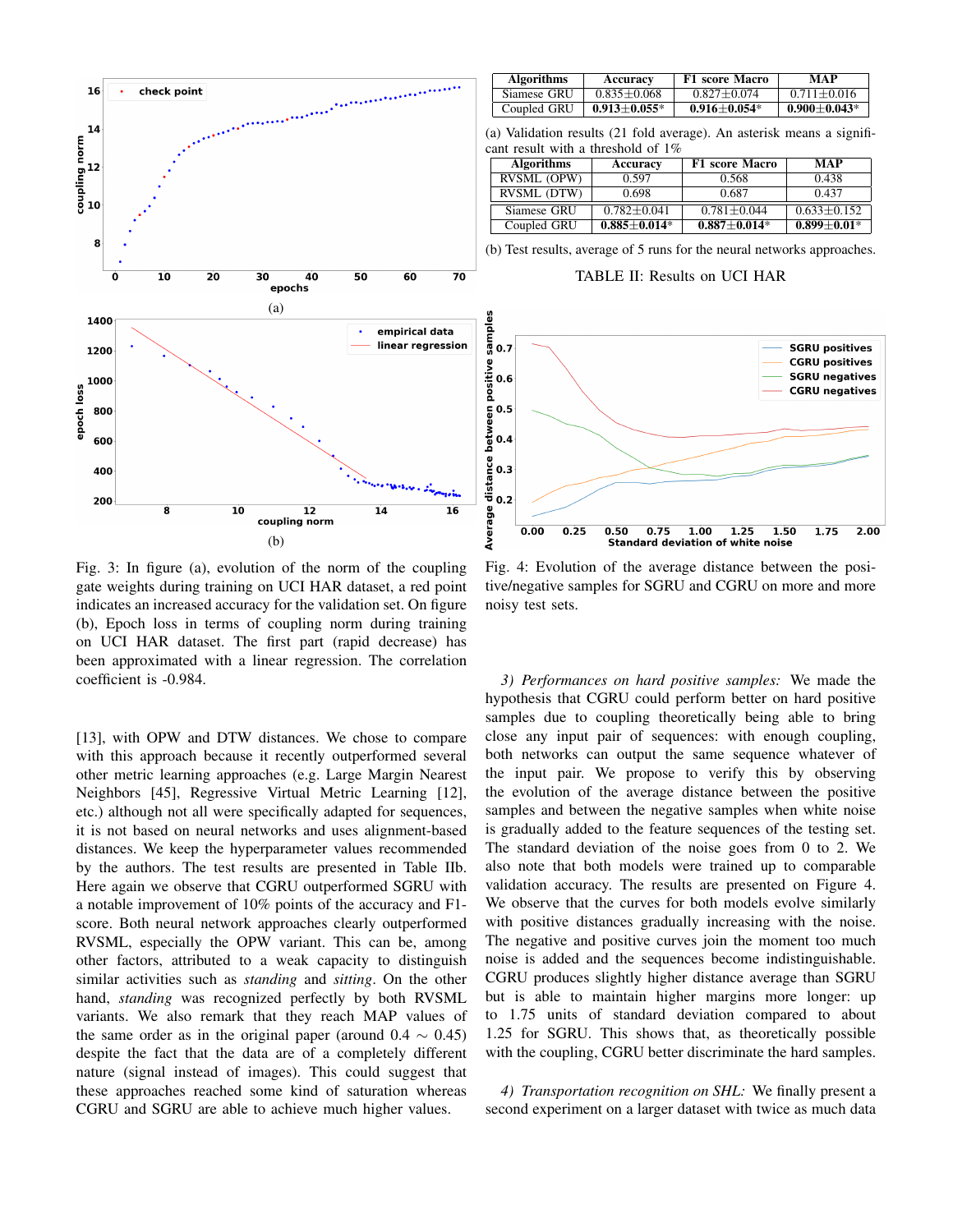(a)

(b)

Fig. 3: In figure (a), evolution of the norm of the coupling gate weights during training on UCI HAR dataset, a red point indicates an increased accuracy for the validation set. On figure (b), Epoch loss in terms of coupling norm during training on UCI HAR dataset. The first part (rapid decrease) has been approximated with a linear regression. The correlation coefficient is -0.984.

| Algorithms | Accuracy | F1 score Macro | MAP |
|---|---|---|---|
| Siamese GRU | 0.835±0.068 | 0.827±0.074 | 0.711±0.016 |
| Coupled GRU | **0.913±0.055*** | **0.916±0.054*** | **0.900±0.043*** |

(a) Validation results (21 fold average). An asterisk means a significant result with a threshold of 1%

| Algorithms | Accuracy | F1 score Macro | MAP |
|---|---|---|---|
| RVSML (OPW) | 0.597 | 0.568 | 0.438 |
| RVSML (DTW) | 0.698 | 0.687 | 0.437 |
| Siamese GRU | 0.782±0.041 | 0.781±0.044 | 0.633±0.152 |
| Coupled GRU | **0.885±0.014*** | **0.887±0.014*** | **0.899±0.01*** |

(b) Test results, average of 5 runs for the neural networks approaches.

TABLE II: Results on UCI HAR

Fig. 4: Evolution of the average distance between the positive/negative samples for SGRU and CGRU on more and more noisy test sets.

[13], with OPW and DTW distances. We chose to compare with this approach because it recently outperformed several other metric learning approaches (e.g. Large Margin Nearest Neighbors [45], Regressive Virtual Metric Learning [12], etc.) although not all were specifically adapted for sequences, it is not based on neural networks and uses alignment-based distances. We keep the hyperparameter values recommended by the authors. The test results are presented in Table IIb. Here again we observe that CGRU outperformed SGRU with a notable improvement of 10% points of the accuracy and F1-score. Both neural network approaches clearly outperformed RVSML, especially the OPW variant. This can be, among other factors, attributed to a weak capacity to distinguish similar activities such as *standing* and *sitting*. On the other hand, *standing* was recognized perfectly by both RVSML variants. We also remark that they reach MAP values of the same order as in the original paper (around $0.4 \sim 0.45$) despite the fact that the data are of a completely different nature (signal instead of images). This could suggest that these approaches reached some kind of saturation whereas CGRU and SGRU are able to achieve much higher values.

*3) Performances on hard positive samples:* We made the hypothesis that CGRU could perform better on hard positive samples due to coupling theoretically being able to bring close any input pair of sequences: with enough coupling, both networks can output the same sequence whatever of the input pair. We propose to verify this by observing the evolution of the average distance between the positive samples and between the negative samples when white noise is gradually added to the feature sequences of the testing set. The standard deviation of the noise goes from 0 to 2. We also note that both models were trained up to comparable validation accuracy. The results are presented on Figure 4. We observe that the curves for both models evolve similarly with positive distances gradually increasing with the noise. The negative and positive curves join the moment too much noise is added and the sequences become indistinguishable. CGRU produces slightly higher distance average than SGRU but is able to maintain higher margins more longer: up to 1.75 units of standard deviation compared to about 1.25 for SGRU. This shows that, as theoretically possible with the coupling, CGRU better discriminate the hard samples.

*4) Transportation recognition on SHL:* We finally present a second experiment on a larger dataset with twice as much data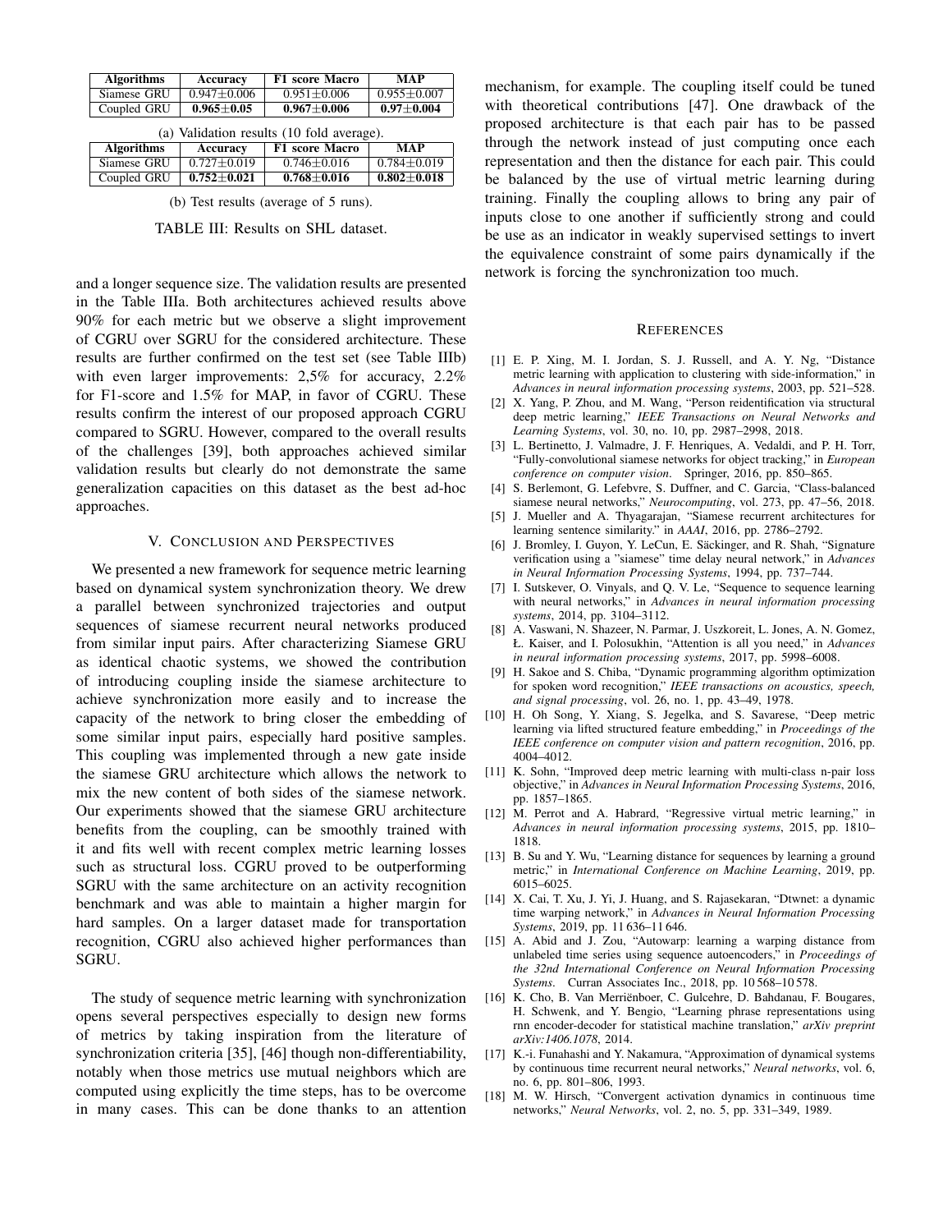| Algorithms | Accuracy | F1 score Macro | MAP |
| --- | --- | --- | --- |
| Siamese GRU | $0.947 \pm 0.006$ | $0.951 \pm 0.006$ | $0.955 \pm 0.007$ |
| Coupled GRU | $\mathbf{0.965 \pm 0.05}$ | $\mathbf{0.967 \pm 0.006}$ | $\mathbf{0.97 \pm 0.004}$ |

(a) Validation results (10 fold average).

| Algorithms | Accuracy | F1 score Macro | MAP |
| --- | --- | --- | --- |
| Siamese GRU | $0.727 \pm 0.019$ | $0.746 \pm 0.016$ | $0.784 \pm 0.019$ |
| Coupled GRU | $\mathbf{0.752 \pm 0.021}$ | $\mathbf{0.768 \pm 0.016}$ | $\mathbf{0.802 \pm 0.018}$ |

(b) Test results (average of 5 runs).

TABLE III: Results on SHL dataset.

and a longer sequence size. The validation results are presented in the Table IIIa. Both architectures achieved results above 90% for each metric but we observe a slight improvement of CGRU over SGRU for the considered architecture. These results are further confirmed on the test set (see Table IIIb) with even larger improvements: 2,5% for accuracy, 2.2% for F1-score and 1.5% for MAP, in favor of CGRU. These results confirm the interest of our proposed approach CGRU compared to SGRU. However, compared to the overall results of the challenges [39], both approaches achieved similar validation results but clearly do not demonstrate the same generalization capacities on this dataset as the best ad-hoc approaches.

## V. Conclusion and Perspectives

We presented a new framework for sequence metric learning based on dynamical system synchronization theory. We drew a parallel between synchronized trajectories and output sequences of siamese recurrent neural networks produced from similar input pairs. After characterizing Siamese GRU as identical chaotic systems, we showed the contribution of introducing coupling inside the siamese architecture to achieve synchronization more easily and to increase the capacity of the network to bring closer the embedding of some similar input pairs, especially hard positive samples. This coupling was implemented through a new gate inside the siamese GRU architecture which allows the network to mix the new content of both sides of the siamese network. Our experiments showed that the siamese GRU architecture benefits from the coupling, can be smoothly trained with it and fits well with recent complex metric learning losses such as structural loss. CGRU proved to be outperforming SGRU with the same architecture on an activity recognition benchmark and was able to maintain a higher margin for hard samples. On a larger dataset made for transportation recognition, CGRU also achieved higher performances than SGRU.

The study of sequence metric learning with synchronization opens several perspectives especially to design new forms of metrics by taking inspiration from the literature of synchronization criteria [35], [46] though non-differentiability, notably when those metrics use mutual neighbors which are computed using explicitly the time steps, has to be overcome in many cases. This can be done thanks to an attention mechanism, for example. The coupling itself could be tuned with theoretical contributions [47]. One drawback of the proposed architecture is that each pair has to be passed through the network instead of just computing once each representation and then the distance for each pair. This could be balanced by the use of virtual metric learning during training. Finally the coupling allows to bring any pair of inputs close to one another if sufficiently strong and could be use as an indicator in weakly supervised settings to invert the equivalence constraint of some pairs dynamically if the network is forcing the synchronization too much.

## References

[1] E. P. Xing, M. I. Jordan, S. J. Russell, and A. Y. Ng, "Distance metric learning with application to clustering with side-information," in *Advances in neural information processing systems*, 2003, pp. 521–528.

[2] X. Yang, P. Zhou, and M. Wang, "Person reidentification via structural deep metric learning," *IEEE Transactions on Neural Networks and Learning Systems*, vol. 30, no. 10, pp. 2987–2998, 2018.

[3] L. Bertinetto, J. Valmadre, J. F. Henriques, A. Vedaldi, and P. H. Torr, "Fully-convolutional siamese networks for object tracking," in *European conference on computer vision*. Springer, 2016, pp. 850–865.

[4] S. Berlemont, G. Lefebvre, S. Duffner, and C. Garcia, "Class-balanced siamese neural networks," *Neurocomputing*, vol. 273, pp. 47–56, 2018.

[5] J. Mueller and A. Thyagarajan, "Siamese recurrent architectures for learning sentence similarity." in *AAAI*, 2016, pp. 2786–2792.

[6] J. Bromley, I. Guyon, Y. LeCun, E. Säckinger, and R. Shah, "Signature verification using a "siamese" time delay neural network," in *Advances in Neural Information Processing Systems*, 1994, pp. 737–744.

[7] I. Sutskever, O. Vinyals, and Q. V. Le, "Sequence to sequence learning with neural networks," in *Advances in neural information processing systems*, 2014, pp. 3104–3112.

[8] A. Vaswani, N. Shazeer, N. Parmar, J. Uszkoreit, L. Jones, A. N. Gomez, Ł. Kaiser, and I. Polosukhin, "Attention is all you need," in *Advances in neural information processing systems*, 2017, pp. 5998–6008.

[9] H. Sakoe and S. Chiba, "Dynamic programming algorithm optimization for spoken word recognition," *IEEE transactions on acoustics, speech, and signal processing*, vol. 26, no. 1, pp. 43–49, 1978.

[10] H. Oh Song, Y. Xiang, S. Jegelka, and S. Savarese, "Deep metric learning via lifted structured feature embedding," in *Proceedings of the IEEE conference on computer vision and pattern recognition*, 2016, pp. 4004–4012.

[11] K. Sohn, "Improved deep metric learning with multi-class n-pair loss objective," in *Advances in Neural Information Processing Systems*, 2016, pp. 1857–1865.

[12] M. Perrot and A. Habrard, "Regressive virtual metric learning," in *Advances in neural information processing systems*, 2015, pp. 1810–1818.

[13] B. Su and Y. Wu, "Learning distance for sequences by learning a ground metric," in *International Conference on Machine Learning*, 2019, pp. 6015–6025.

[14] X. Cai, T. Xu, J. Yi, J. Huang, and S. Rajasekaran, "Dtwnet: a dynamic time warping network," in *Advances in Neural Information Processing Systems*, 2019, pp. 11 636–11 646.

[15] A. Abid and J. Zou, "Autowarp: learning a warping distance from unlabeled time series using sequence autoencoders," in *Proceedings of the 32nd International Conference on Neural Information Processing Systems*. Curran Associates Inc., 2018, pp. 10 568–10 578.

[16] K. Cho, B. Van Merriënboer, C. Gulcehre, D. Bahdanau, F. Bougares, H. Schwenk, and Y. Bengio, "Learning phrase representations using rnn encoder-decoder for statistical machine translation," *arXiv preprint arXiv:1406.1078*, 2014.

[17] K.-i. Funahashi and Y. Nakamura, "Approximation of dynamical systems by continuous time recurrent neural networks," *Neural networks*, vol. 6, no. 6, pp. 801–806, 1993.

[18] M. W. Hirsch, "Convergent activation dynamics in continuous time networks," *Neural Networks*, vol. 2, no. 5, pp. 331–349, 1989.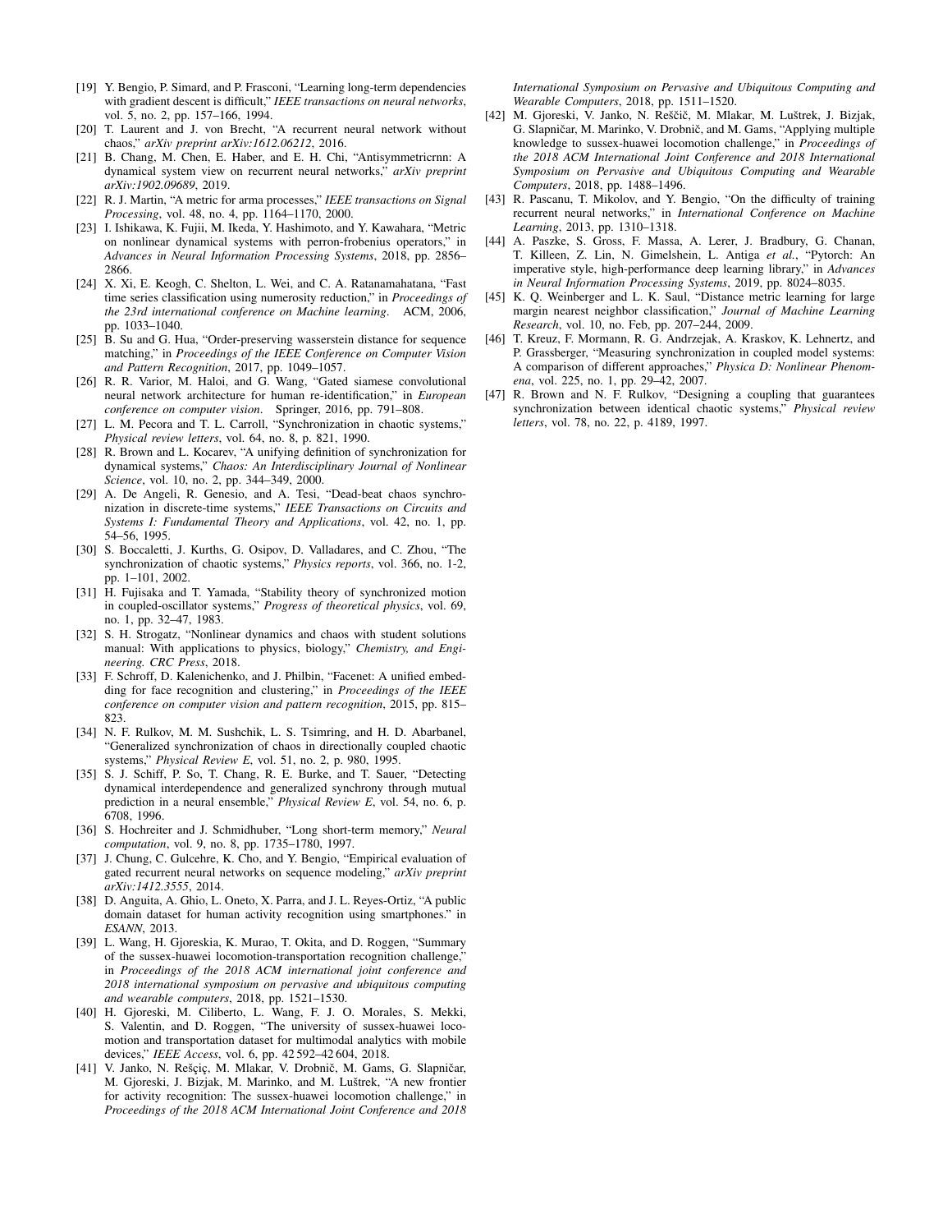[19] Y. Bengio, P. Simard, and P. Frasconi, "Learning long-term dependencies with gradient descent is difficult," *IEEE transactions on neural networks*, vol. 5, no. 2, pp. 157–166, 1994.

[20] T. Laurent and J. von Brecht, "A recurrent neural network without chaos," *arXiv preprint arXiv:1612.06212*, 2016.

[21] B. Chang, M. Chen, E. Haber, and E. H. Chi, "Antisymmetricrnn: A dynamical system view on recurrent neural networks," *arXiv preprint arXiv:1902.09689*, 2019.

[22] R. J. Martin, "A metric for arma processes," *IEEE transactions on Signal Processing*, vol. 48, no. 4, pp. 1164–1170, 2000.

[23] I. Ishikawa, K. Fujii, M. Ikeda, Y. Hashimoto, and Y. Kawahara, "Metric on nonlinear dynamical systems with perron-frobenius operators," in *Advances in Neural Information Processing Systems*, 2018, pp. 2856–2866.

[24] X. Xi, E. Keogh, C. Shelton, L. Wei, and C. A. Ratanamahatana, "Fast time series classification using numerosity reduction," in *Proceedings of the 23rd international conference on Machine learning*. ACM, 2006, pp. 1033–1040.

[25] B. Su and G. Hua, "Order-preserving wasserstein distance for sequence matching," in *Proceedings of the IEEE Conference on Computer Vision and Pattern Recognition*, 2017, pp. 1049–1057.

[26] R. R. Varior, M. Haloi, and G. Wang, "Gated siamese convolutional neural network architecture for human re-identification," in *European conference on computer vision*. Springer, 2016, pp. 791–808.

[27] L. M. Pecora and T. L. Carroll, "Synchronization in chaotic systems," *Physical review letters*, vol. 64, no. 8, p. 821, 1990.

[28] R. Brown and L. Kocarev, "A unifying definition of synchronization for dynamical systems," *Chaos: An Interdisciplinary Journal of Nonlinear Science*, vol. 10, no. 2, pp. 344–349, 2000.

[29] A. De Angeli, R. Genesio, and A. Tesi, "Dead-beat chaos synchronization in discrete-time systems," *IEEE Transactions on Circuits and Systems I: Fundamental Theory and Applications*, vol. 42, no. 1, pp. 54–56, 1995.

[30] S. Boccaletti, J. Kurths, G. Osipov, D. Valladares, and C. Zhou, "The synchronization of chaotic systems," *Physics reports*, vol. 366, no. 1-2, pp. 1–101, 2002.

[31] H. Fujisaka and T. Yamada, "Stability theory of synchronized motion in coupled-oscillator systems," *Progress of theoretical physics*, vol. 69, no. 1, pp. 32–47, 1983.

[32] S. H. Strogatz, "Nonlinear dynamics and chaos with student solutions manual: With applications to physics, biology," *Chemistry, and Engineering. CRC Press*, 2018.

[33] F. Schroff, D. Kalenichenko, and J. Philbin, "Facenet: A unified embedding for face recognition and clustering," in *Proceedings of the IEEE conference on computer vision and pattern recognition*, 2015, pp. 815–823.

[34] N. F. Rulkov, M. M. Sushchik, L. S. Tsimring, and H. D. Abarbanel, "Generalized synchronization of chaos in directionally coupled chaotic systems," *Physical Review E*, vol. 51, no. 2, p. 980, 1995.

[35] S. J. Schiff, P. So, T. Chang, R. E. Burke, and T. Sauer, "Detecting dynamical interdependence and generalized synchrony through mutual prediction in a neural ensemble," *Physical Review E*, vol. 54, no. 6, p. 6708, 1996.

[36] S. Hochreiter and J. Schmidhuber, "Long short-term memory," *Neural computation*, vol. 9, no. 8, pp. 1735–1780, 1997.

[37] J. Chung, C. Gulcehre, K. Cho, and Y. Bengio, "Empirical evaluation of gated recurrent neural networks on sequence modeling," *arXiv preprint arXiv:1412.3555*, 2014.

[38] D. Anguita, A. Ghio, L. Oneto, X. Parra, and J. L. Reyes-Ortiz, "A public domain dataset for human activity recognition using smartphones." in *ESANN*, 2013.

[39] L. Wang, H. Gjoreskia, K. Murao, T. Okita, and D. Roggen, "Summary of the sussex-huawei locomotion-transportation recognition challenge," in *Proceedings of the 2018 ACM international joint conference and 2018 international symposium on pervasive and ubiquitous computing and wearable computers*, 2018, pp. 1521–1530.

[40] H. Gjoreski, M. Ciliberto, L. Wang, F. J. O. Morales, S. Mekki, S. Valentin, and D. Roggen, "The university of sussex-huawei locomotion and transportation dataset for multimodal analytics with mobile devices," *IEEE Access*, vol. 6, pp. 42 592–42 604, 2018.

[41] V. Janko, N. Rešçiç, M. Mlakar, V. Drobnič, M. Gams, G. Slapničar, M. Gjoreski, J. Bizjak, M. Marinko, and M. Luštrek, "A new frontier for activity recognition: The sussex-huawei locomotion challenge," in *Proceedings of the 2018 ACM International Joint Conference and 2018 International Symposium on Pervasive and Ubiquitous Computing and Wearable Computers*, 2018, pp. 1511–1520.

[42] M. Gjoreski, V. Janko, N. Reščič, M. Mlakar, M. Luštrek, J. Bizjak, G. Slapničar, M. Marinko, V. Drobnič, and M. Gams, "Applying multiple knowledge to sussex-huawei locomotion challenge," in *Proceedings of the 2018 ACM International Joint Conference and 2018 International Symposium on Pervasive and Ubiquitous Computing and Wearable Computers*, 2018, pp. 1488–1496.

[43] R. Pascanu, T. Mikolov, and Y. Bengio, "On the difficulty of training recurrent neural networks," in *International Conference on Machine Learning*, 2013, pp. 1310–1318.

[44] A. Paszke, S. Gross, F. Massa, A. Lerer, J. Bradbury, G. Chanan, T. Killeen, Z. Lin, N. Gimelshein, L. Antiga *et al.*, "Pytorch: An imperative style, high-performance deep learning library," in *Advances in Neural Information Processing Systems*, 2019, pp. 8024–8035.

[45] K. Q. Weinberger and L. K. Saul, "Distance metric learning for large margin nearest neighbor classification," *Journal of Machine Learning Research*, vol. 10, no. Feb, pp. 207–244, 2009.

[46] T. Kreuz, F. Mormann, R. G. Andrzejak, A. Kraskov, K. Lehnertz, and P. Grassberger, "Measuring synchronization in coupled model systems: A comparison of different approaches," *Physica D: Nonlinear Phenomena*, vol. 225, no. 1, pp. 29–42, 2007.

[47] R. Brown and N. F. Rulkov, "Designing a coupling that guarantees synchronization between identical chaotic systems," *Physical review letters*, vol. 78, no. 22, p. 4189, 1997.